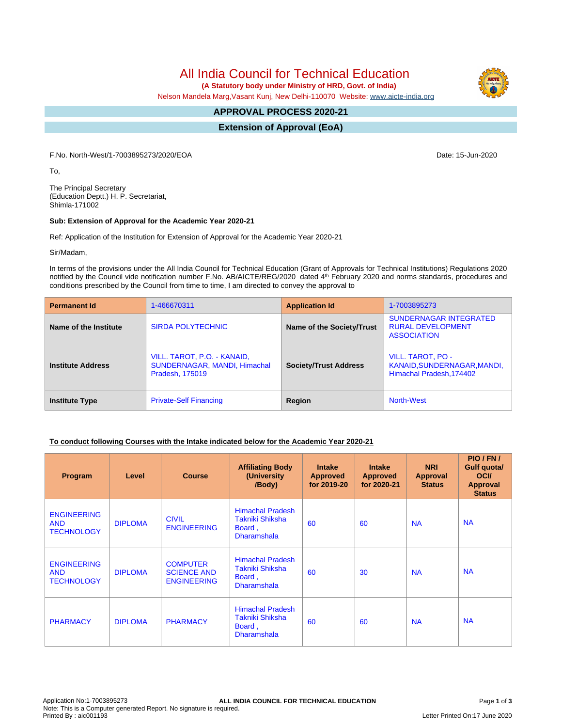# All India Council for Technical Education

**(A Statutory body under Ministry of HRD, Govt. of India)**

Nelson Mandela Marg,Vasant Kunj, New Delhi-110070 Website: www.aicte-india.org

## APPROVAL PROCESS 2020-21

## Extension of Approval (EoA)

F.No. North-West/1-7003895273/2020/EOA

Date: 15-Jun-2020

To,

The Principal Secretary
(Education Deptt.) H. P. Secretariat,
Shimla-171002

**Sub: Extension of Approval for the Academic Year 2020-21**

Ref: Application of the Institution for Extension of Approval for the Academic Year 2020-21

Sir/Madam,

In terms of the provisions under the All India Council for Technical Education (Grant of Approvals for Technical Institutions) Regulations 2020 notified by the Council vide notification number F.No. AB/AICTE/REG/2020 dated 4th February 2020 and norms standards, procedures and conditions prescribed by the Council from time to time, I am directed to convey the approval to

| **Permanent Id** | 1-466670311 | **Application Id** | 1-7003895273 |
|---|---|---|---|
| **Name of the Institute** | SIRDA POLYTECHNIC | **Name of the Society/Trust** | SUNDERNAGAR INTEGRATED RURAL DEVELOPMENT ASSOCIATION |
| **Institute Address** | VILL. TAROT, P.O. - KANAID, SUNDERNAGAR, MANDI, Himachal Pradesh, 175019 | **Society/Trust Address** | VILL. TAROT, PO - KANAID,SUNDERNAGAR,MANDI, Himachal Pradesh,174402 |
| **Institute Type** | Private-Self Financing | **Region** | North-West |

**To conduct following Courses with the Intake indicated below for the Academic Year 2020-21**

| Program | Level | Course | Affiliating Body (University /Body) | Intake Approved for 2019-20 | Intake Approved for 2020-21 | NRI Approval Status | PIO / FN / Gulf quota/ OCI/ Approval Status |
|---|---|---|---|---|---|---|---|
| ENGINEERING AND TECHNOLOGY | DIPLOMA | CIVIL ENGINEERING | Himachal Pradesh Takniki Shiksha Board , Dharamshala | 60 | 60 | NA | NA |
| ENGINEERING AND TECHNOLOGY | DIPLOMA | COMPUTER SCIENCE AND ENGINEERING | Himachal Pradesh Takniki Shiksha Board , Dharamshala | 60 | 30 | NA | NA |
| PHARMACY | DIPLOMA | PHARMACY | Himachal Pradesh Takniki Shiksha Board , Dharamshala | 60 | 60 | NA | NA |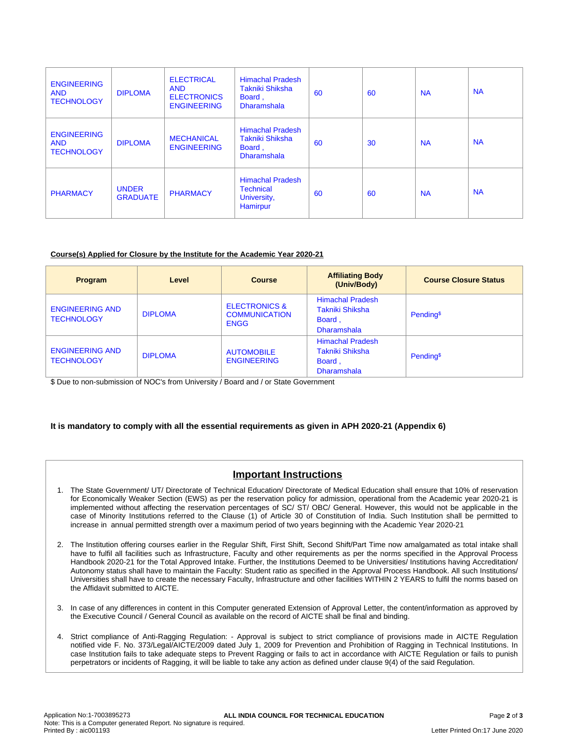| | | | | | | | |
|---|---|---|---|---|---|---|---|
| ENGINEERING AND TECHNOLOGY | DIPLOMA | ELECTRICAL AND ELECTRONICS ENGINEERING | Himachal Pradesh Takniki Shiksha Board , Dharamshala | 60 | 60 | NA | NA |
| ENGINEERING AND TECHNOLOGY | DIPLOMA | MECHANICAL ENGINEERING | Himachal Pradesh Takniki Shiksha Board , Dharamshala | 60 | 30 | NA | NA |
| PHARMACY | UNDER GRADUATE | PHARMACY | Himachal Pradesh Technical University, Hamirpur | 60 | 60 | NA | NA |

**Course(s) Applied for Closure by the Institute for the Academic Year 2020-21**

| Program | Level | Course | Affiliating Body (Univ/Body) | Course Closure Status |
|---|---|---|---|---|
| ENGINEERING AND TECHNOLOGY | DIPLOMA | ELECTRONICS & COMMUNICATION ENGG | Himachal Pradesh Takniki Shiksha Board , Dharamshala | Pending$ |
| ENGINEERING AND TECHNOLOGY | DIPLOMA | AUTOMOBILE ENGINEERING | Himachal Pradesh Takniki Shiksha Board , Dharamshala | Pending$ |

$ Due to non-submission of NOC's from University / Board and / or State Government

**It is mandatory to comply with all the essential requirements as given in APH 2020-21 (Appendix 6)**

## Important Instructions

1. The State Government/ UT/ Directorate of Technical Education/ Directorate of Medical Education shall ensure that 10% of reservation for Economically Weaker Section (EWS) as per the reservation policy for admission, operational from the Academic year 2020-21 is implemented without affecting the reservation percentages of SC/ ST/ OBC/ General. However, this would not be applicable in the case of Minority Institutions referred to the Clause (1) of Article 30 of Constitution of India. Such Institution shall be permitted to increase in annual permitted strength over a maximum period of two years beginning with the Academic Year 2020-21
2. The Institution offering courses earlier in the Regular Shift, First Shift, Second Shift/Part Time now amalgamated as total intake shall have to fulfil all facilities such as Infrastructure, Faculty and other requirements as per the norms specified in the Approval Process Handbook 2020-21 for the Total Approved Intake. Further, the Institutions Deemed to be Universities/ Institutions having Accreditation/ Autonomy status shall have to maintain the Faculty: Student ratio as specified in the Approval Process Handbook. All such Institutions/ Universities shall have to create the necessary Faculty, Infrastructure and other facilities WITHIN 2 YEARS to fulfil the norms based on the Affidavit submitted to AICTE.
3. In case of any differences in content in this Computer generated Extension of Approval Letter, the content/information as approved by the Executive Council / General Council as available on the record of AICTE shall be final and binding.
4. Strict compliance of Anti-Ragging Regulation: - Approval is subject to strict compliance of provisions made in AICTE Regulation notified vide F. No. 373/Legal/AICTE/2009 dated July 1, 2009 for Prevention and Prohibition of Ragging in Technical Institutions. In case Institution fails to take adequate steps to Prevent Ragging or fails to act in accordance with AICTE Regulation or fails to punish perpetrators or incidents of Ragging, it will be liable to take any action as defined under clause 9(4) of the said Regulation.

Application No:1-7003895273

Note: This is a Computer generated Report. No signature is required.

Printed By : aic001193

Letter Printed On:17 June 2020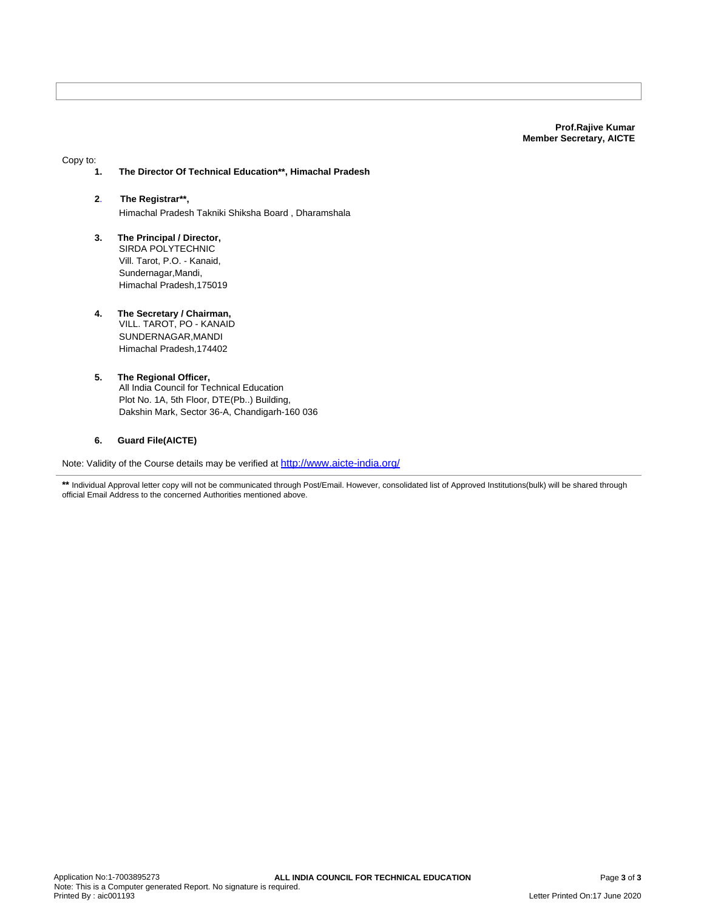**Prof.Rajive Kumar**
**Member Secretary, AICTE**

Copy to:

1. **The Director Of Technical Education\*\*, Himachal Pradesh**

2. **The Registrar\*\*,**
   Himachal Pradesh Takniki Shiksha Board , Dharamshala

3. **The Principal / Director,**
   SIRDA POLYTECHNIC
   Vill. Tarot, P.O. - Kanaid,
   Sundernagar,Mandi,
   Himachal Pradesh,175019

4. **The Secretary / Chairman,**
   VILL. TAROT, PO - KANAID
   SUNDERNAGAR,MANDI
   Himachal Pradesh,174402

5. **The Regional Officer,**
   All India Council for Technical Education
   Plot No. 1A, 5th Floor, DTE(Pb..) Building,
   Dakshin Mark, Sector 36-A, Chandigarh-160 036

6. **Guard File(AICTE)**

Note: Validity of the Course details may be verified at http://www.aicte-india.org/

---

**\*\*** Individual Approval letter copy will not be communicated through Post/Email. However, consolidated list of Approved Institutions(bulk) will be shared through official Email Address to the concerned Authorities mentioned above.

Application No:1-7003895273
Note: This is a Computer generated Report. No signature is required.
Printed By : aic001193

Letter Printed On:17 June 2020